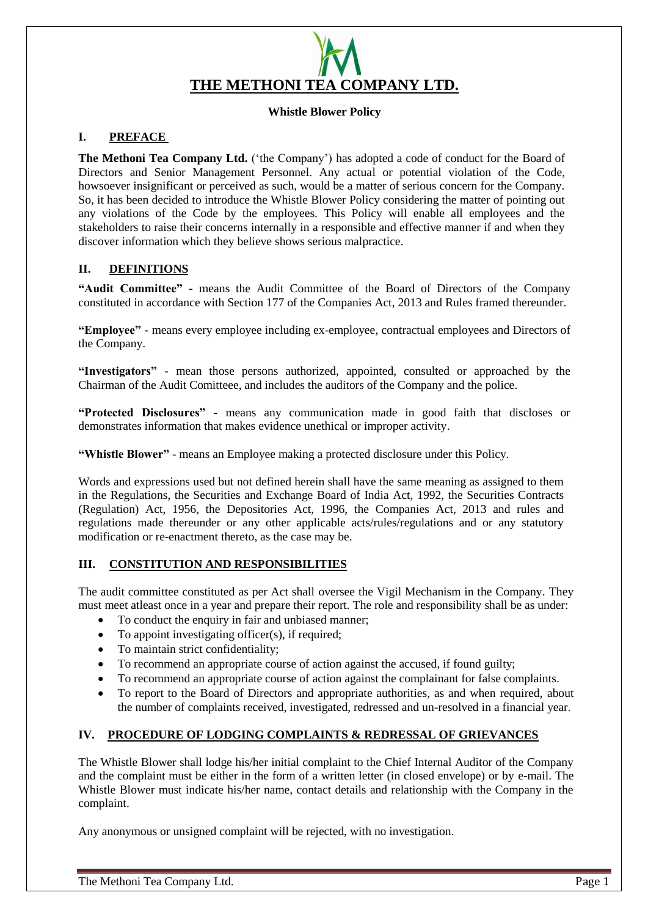# THE METHONI TEA COMPANY LTD.

**Whistle Blower Policy**

## I. PREFACE

**The Methoni Tea Company Ltd.** ('the Company') has adopted a code of conduct for the Board of Directors and Senior Management Personnel. Any actual or potential violation of the Code, howsoever insignificant or perceived as such, would be a matter of serious concern for the Company. So, it has been decided to introduce the Whistle Blower Policy considering the matter of pointing out any violations of the Code by the employees. This Policy will enable all employees and the stakeholders to raise their concerns internally in a responsible and effective manner if and when they discover information which they believe shows serious malpractice.

## II. DEFINITIONS

**"Audit Committee"** - means the Audit Committee of the Board of Directors of the Company constituted in accordance with Section 177 of the Companies Act, 2013 and Rules framed thereunder.

**"Employee"** - means every employee including ex-employee, contractual employees and Directors of the Company.

**"Investigators"** - mean those persons authorized, appointed, consulted or approached by the Chairman of the Audit Comitteee, and includes the auditors of the Company and the police.

**"Protected Disclosures"** - means any communication made in good faith that discloses or demonstrates information that makes evidence unethical or improper activity.

**"Whistle Blower"** - means an Employee making a protected disclosure under this Policy.

Words and expressions used but not defined herein shall have the same meaning as assigned to them in the Regulations, the Securities and Exchange Board of India Act, 1992, the Securities Contracts (Regulation) Act, 1956, the Depositories Act, 1996, the Companies Act, 2013 and rules and regulations made thereunder or any other applicable acts/rules/regulations and or any statutory modification or re-enactment thereto, as the case may be.

## III. CONSTITUTION AND RESPONSIBILITIES

The audit committee constituted as per Act shall oversee the Vigil Mechanism in the Company. They must meet atleast once in a year and prepare their report. The role and responsibility shall be as under:

- To conduct the enquiry in fair and unbiased manner;
- To appoint investigating officer(s), if required;
- To maintain strict confidentiality;
- To recommend an appropriate course of action against the accused, if found guilty;
- To recommend an appropriate course of action against the complainant for false complaints.
- To report to the Board of Directors and appropriate authorities, as and when required, about the number of complaints received, investigated, redressed and un-resolved in a financial year.

## IV. PROCEDURE OF LODGING COMPLAINTS & REDRESSAL OF GRIEVANCES

The Whistle Blower shall lodge his/her initial complaint to the Chief Internal Auditor of the Company and the complaint must be either in the form of a written letter (in closed envelope) or by e-mail. The Whistle Blower must indicate his/her name, contact details and relationship with the Company in the complaint.

Any anonymous or unsigned complaint will be rejected, with no investigation.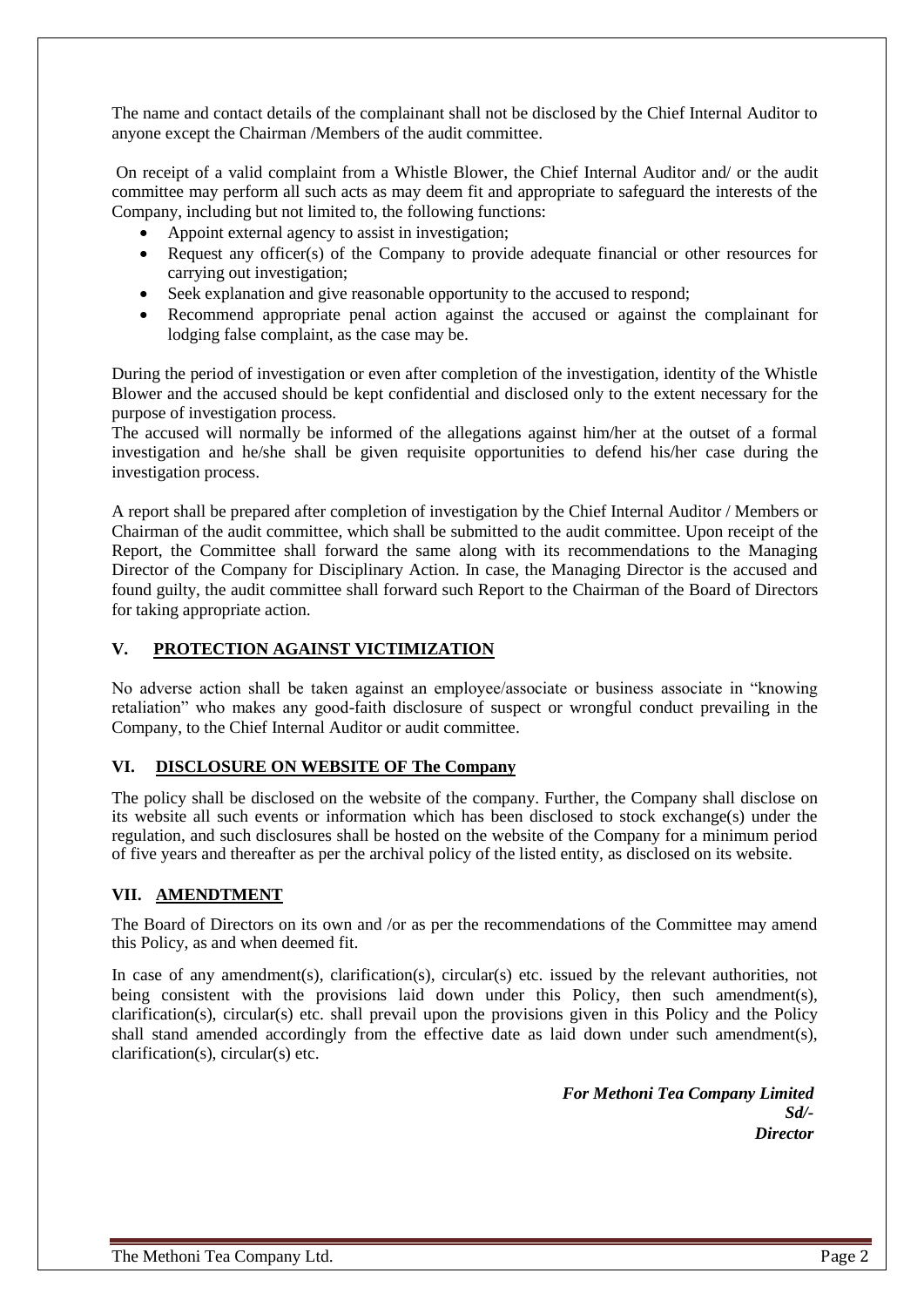The name and contact details of the complainant shall not be disclosed by the Chief Internal Auditor to anyone except the Chairman /Members of the audit committee.

On receipt of a valid complaint from a Whistle Blower, the Chief Internal Auditor and/ or the audit committee may perform all such acts as may deem fit and appropriate to safeguard the interests of the Company, including but not limited to, the following functions:

- Appoint external agency to assist in investigation;
- Request any officer(s) of the Company to provide adequate financial or other resources for carrying out investigation;
- Seek explanation and give reasonable opportunity to the accused to respond;
- Recommend appropriate penal action against the accused or against the complainant for lodging false complaint, as the case may be.

During the period of investigation or even after completion of the investigation, identity of the Whistle Blower and the accused should be kept confidential and disclosed only to the extent necessary for the purpose of investigation process.
The accused will normally be informed of the allegations against him/her at the outset of a formal investigation and he/she shall be given requisite opportunities to defend his/her case during the investigation process.

A report shall be prepared after completion of investigation by the Chief Internal Auditor / Members or Chairman of the audit committee, which shall be submitted to the audit committee. Upon receipt of the Report, the Committee shall forward the same along with its recommendations to the Managing Director of the Company for Disciplinary Action. In case, the Managing Director is the accused and found guilty, the audit committee shall forward such Report to the Chairman of the Board of Directors for taking appropriate action.

## V. PROTECTION AGAINST VICTIMIZATION

No adverse action shall be taken against an employee/associate or business associate in "knowing retaliation" who makes any good-faith disclosure of suspect or wrongful conduct prevailing in the Company, to the Chief Internal Auditor or audit committee.

## VI. DISCLOSURE ON WEBSITE OF The Company

The policy shall be disclosed on the website of the company. Further, the Company shall disclose on its website all such events or information which has been disclosed to stock exchange(s) under the regulation, and such disclosures shall be hosted on the website of the Company for a minimum period of five years and thereafter as per the archival policy of the listed entity, as disclosed on its website.

## VII. AMENDTMENT

The Board of Directors on its own and /or as per the recommendations of the Committee may amend this Policy, as and when deemed fit.

In case of any amendment(s), clarification(s), circular(s) etc. issued by the relevant authorities, not being consistent with the provisions laid down under this Policy, then such amendment(s), clarification(s), circular(s) etc. shall prevail upon the provisions given in this Policy and the Policy shall stand amended accordingly from the effective date as laid down under such amendment(s), clarification(s), circular(s) etc.

***For Methoni Tea Company Limited***
***Sd/-***
***Director***